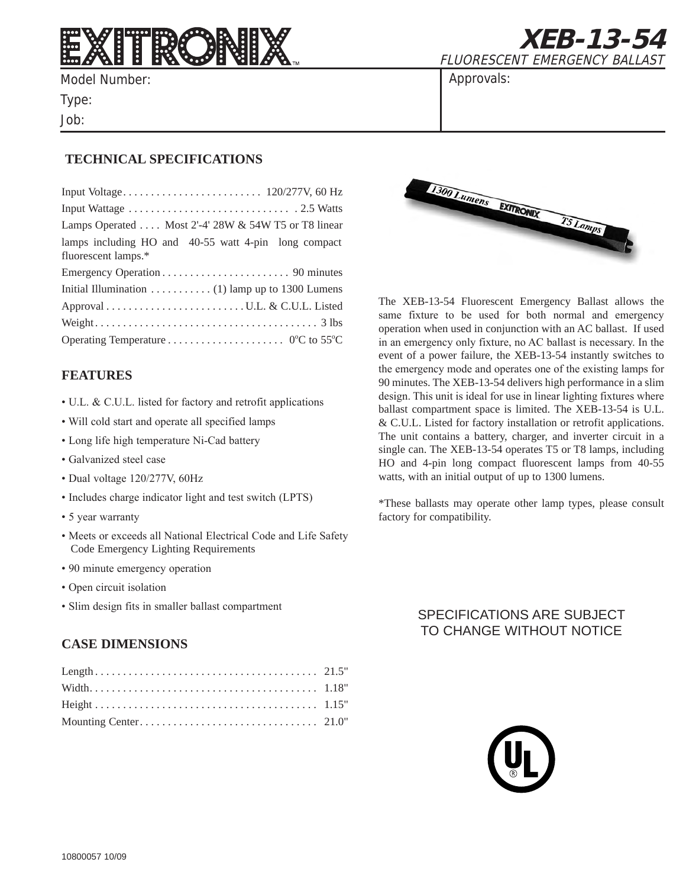# EXITRONIX

## XEB-13-54

FLUORESCENT EMERGENCY BALLAST

Model Number:

Type:

Job:

Approvals:

### TECHNICAL SPECIFICATIONS

Input Voltage . . . . . . . . . . . . . . . . . . . . . . . . . 120/277V, 60 Hz

Input Wattage . . . . . . . . . . . . . . . . . . . . . . . . . . . . . 2.5 Watts

Lamps Operated . . . . Most 2'-4' 28W & 54W T5 or T8 linear lamps including HO and 40-55 watt 4-pin long compact fluorescent lamps.*

Emergency Operation . . . . . . . . . . . . . . . . . . . . . . . 90 minutes

Initial Illumination . . . . . . . . . . . (1) lamp up to 1300 Lumens

Approval . . . . . . . . . . . . . . . . . . . . . . . . . U.L. & C.U.L. Listed

Weight . . . . . . . . . . . . . . . . . . . . . . . . . . . . . . . . . . . . . . . . 3 lbs

Operating Temperature . . . . . . . . . . . . . . . . . . . . . 0°C to 55°C

### FEATURES

- U.L. & C.U.L. listed for factory and retrofit applications
- Will cold start and operate all specified lamps
- Long life high temperature Ni-Cad battery
- Galvanized steel case
- Dual voltage 120/277V, 60Hz
- Includes charge indicator light and test switch (LPTS)
- 5 year warranty
- Meets or exceeds all National Electrical Code and Life Safety Code Emergency Lighting Requirements
- 90 minute emergency operation
- Open circuit isolation
- Slim design fits in smaller ballast compartment

### CASE DIMENSIONS

Length . . . . . . . . . . . . . . . . . . . . . . . . . . . . . . . . . . . . . . . 21.5"

Width. . . . . . . . . . . . . . . . . . . . . . . . . . . . . . . . . . . . . . . . 1.18"

Height . . . . . . . . . . . . . . . . . . . . . . . . . . . . . . . . . . . . . . . 1.15"

Mounting Center . . . . . . . . . . . . . . . . . . . . . . . . . . . . . . . 21.0"

The XEB-13-54 Fluorescent Emergency Ballast allows the same fixture to be used for both normal and emergency operation when used in conjunction with an AC ballast. If used in an emergency only fixture, no AC ballast is necessary. In the event of a power failure, the XEB-13-54 instantly switches to the emergency mode and operates one of the existing lamps for 90 minutes. The XEB-13-54 delivers high performance in a slim design. This unit is ideal for use in linear lighting fixtures where ballast compartment space is limited. The XEB-13-54 is U.L. & C.U.L. Listed for factory installation or retrofit applications. The unit contains a battery, charger, and inverter circuit in a single can. The XEB-13-54 operates T5 or T8 lamps, including HO and 4-pin long compact fluorescent lamps from 40-55 watts, with an initial output of up to 1300 lumens.

*These ballasts may operate other lamp types, please consult factory for compatibility.

SPECIFICATIONS ARE SUBJECT TO CHANGE WITHOUT NOTICE

10800057 10/09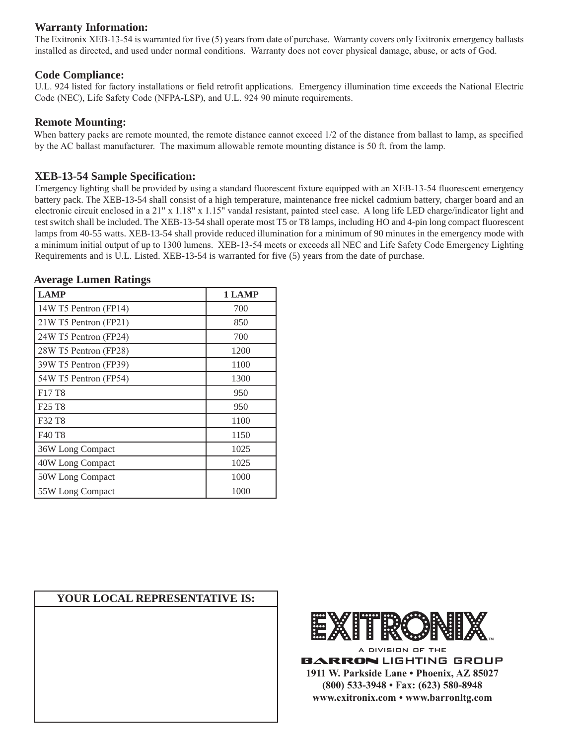## Warranty Information:

The Exitronix XEB-13-54 is warranted for five (5) years from date of purchase. Warranty covers only Exitronix emergency ballasts installed as directed, and used under normal conditions. Warranty does not cover physical damage, abuse, or acts of God.

## Code Compliance:

U.L. 924 listed for factory installations or field retrofit applications. Emergency illumination time exceeds the National Electric Code (NEC), Life Safety Code (NFPA-LSP), and U.L. 924 90 minute requirements.

## Remote Mounting:

When battery packs are remote mounted, the remote distance cannot exceed 1/2 of the distance from ballast to lamp, as specified by the AC ballast manufacturer. The maximum allowable remote mounting distance is 50 ft. from the lamp.

## XEB-13-54 Sample Specification:

Emergency lighting shall be provided by using a standard fluorescent fixture equipped with an XEB-13-54 fluorescent emergency battery pack. The XEB-13-54 shall consist of a high temperature, maintenance free nickel cadmium battery, charger board and an electronic circuit enclosed in a 21" x 1.18" x 1.15" vandal resistant, painted steel case. A long life LED charge/indicator light and test switch shall be included. The XEB-13-54 shall operate most T5 or T8 lamps, including HO and 4-pin long compact fluorescent lamps from 40-55 watts. XEB-13-54 shall provide reduced illumination for a minimum of 90 minutes in the emergency mode with a minimum initial output of up to 1300 lumens. XEB-13-54 meets or exceeds all NEC and Life Safety Code Emergency Lighting Requirements and is U.L. Listed. XEB-13-54 is warranted for five (5) years from the date of purchase.

### Average Lumen Ratings

| LAMP | 1 LAMP |
|---|---|
| 14W T5 Pentron (FP14) | 700 |
| 21W T5 Pentron (FP21) | 850 |
| 24W T5 Pentron (FP24) | 700 |
| 28W T5 Pentron (FP28) | 1200 |
| 39W T5 Pentron (FP39) | 1100 |
| 54W T5 Pentron (FP54) | 1300 |
| F17 T8 | 950 |
| F25 T8 | 950 |
| F32 T8 | 1100 |
| F40 T8 | 1150 |
| 36W Long Compact | 1025 |
| 40W Long Compact | 1025 |
| 50W Long Compact | 1000 |
| 55W Long Compact | 1000 |

| YOUR LOCAL REPRESENTATIVE IS: |
|---|
| |

EXITRONIX™

A DIVISION OF THE

BARRON LIGHTING GROUP

**1911 W. Parkside Lane • Phoenix, AZ 85027**
**(800) 533-3948 • Fax: (623) 580-8948**
**www.exitronix.com • www.barronltg.com**